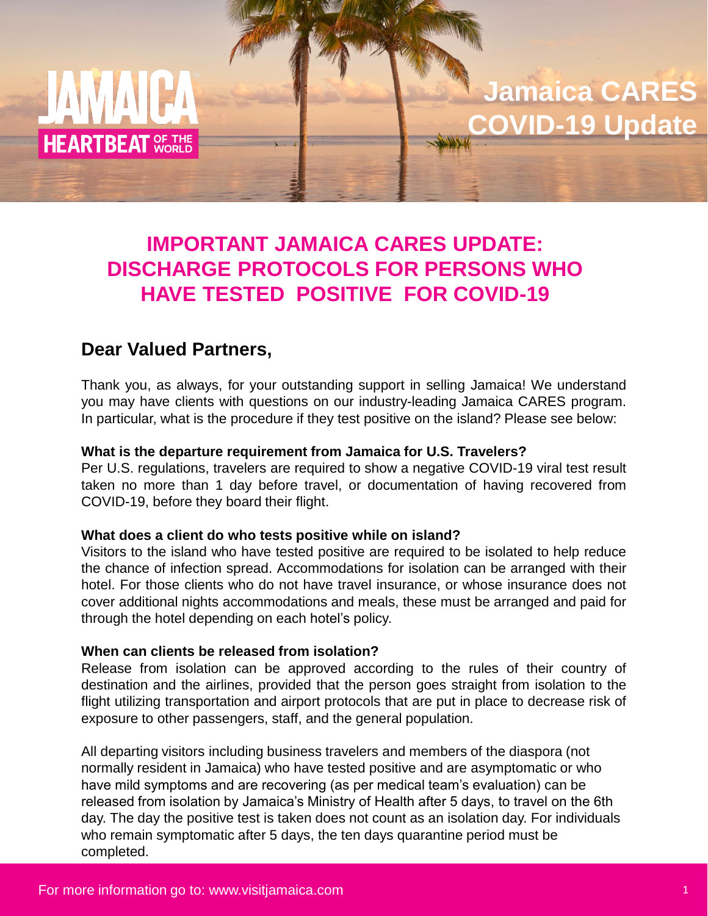# Jamaica CARES COVID-19 Update

## IMPORTANT JAMAICA CARES UPDATE: DISCHARGE PROTOCOLS FOR PERSONS WHO HAVE TESTED POSITIVE FOR COVID-19

### Dear Valued Partners,

Thank you, as always, for your outstanding support in selling Jamaica! We understand you may have clients with questions on our industry-leading Jamaica CARES program. In particular, what is the procedure if they test positive on the island? Please see below:

**What is the departure requirement from Jamaica for U.S. Travelers?**
Per U.S. regulations, travelers are required to show a negative COVID-19 viral test result taken no more than 1 day before travel, or documentation of having recovered from COVID-19, before they board their flight.

**What does a client do who tests positive while on island?**
Visitors to the island who have tested positive are required to be isolated to help reduce the chance of infection spread. Accommodations for isolation can be arranged with their hotel. For those clients who do not have travel insurance, or whose insurance does not cover additional nights accommodations and meals, these must be arranged and paid for through the hotel depending on each hotel's policy.

**When can clients be released from isolation?**
Release from isolation can be approved according to the rules of their country of destination and the airlines, provided that the person goes straight from isolation to the flight utilizing transportation and airport protocols that are put in place to decrease risk of exposure to other passengers, staff, and the general population.

All departing visitors including business travelers and members of the diaspora (not normally resident in Jamaica) who have tested positive and are asymptomatic or who have mild symptoms and are recovering (as per medical team's evaluation) can be released from isolation by Jamaica's Ministry of Health after 5 days, to travel on the 6th day. The day the positive test is taken does not count as an isolation day. For individuals who remain symptomatic after 5 days, the ten days quarantine period must be completed.

For more information go to: www.visitjamaica.com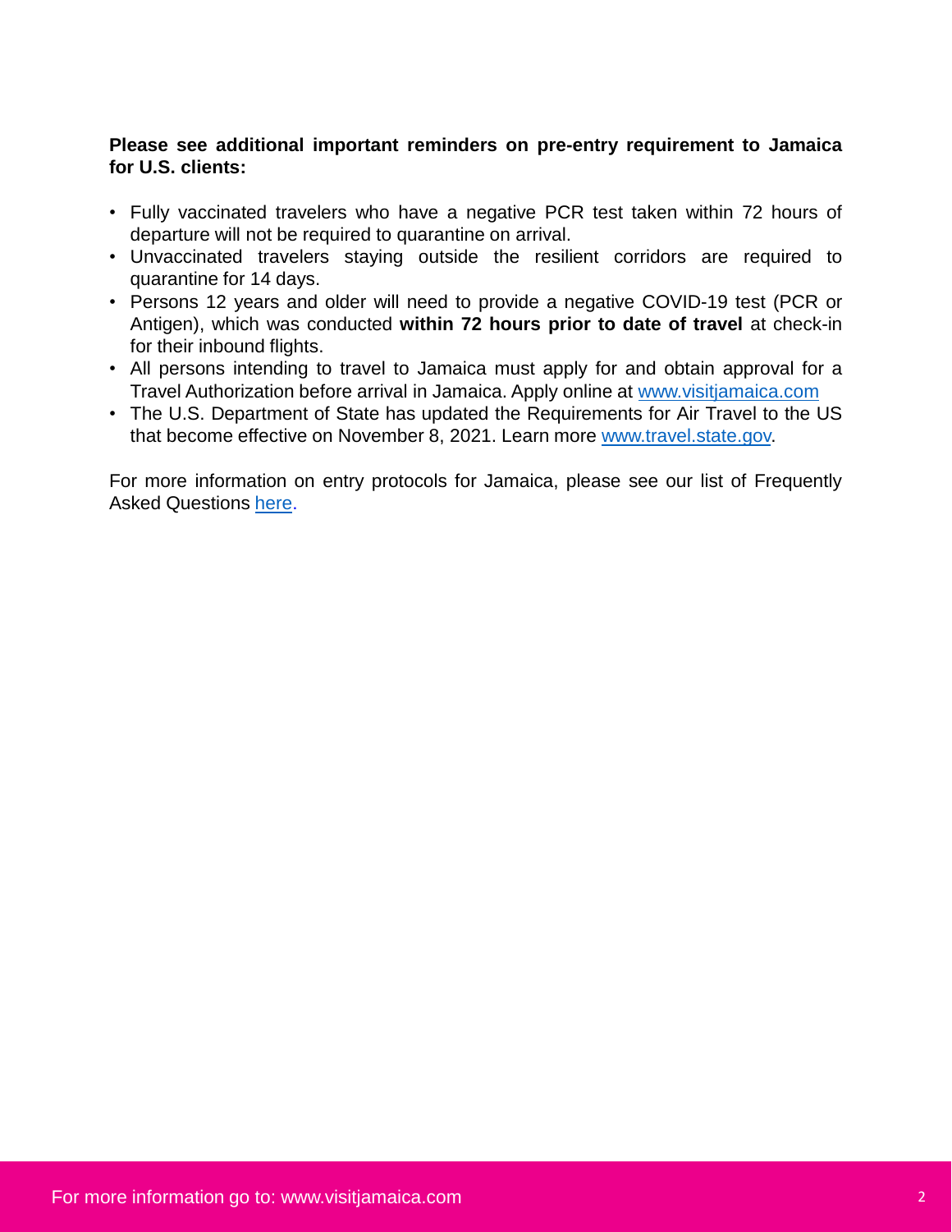**Please see additional important reminders on pre-entry requirement to Jamaica for U.S. clients:**

- Fully vaccinated travelers who have a negative PCR test taken within 72 hours of departure will not be required to quarantine on arrival.
- Unvaccinated travelers staying outside the resilient corridors are required to quarantine for 14 days.
- Persons 12 years and older will need to provide a negative COVID-19 test (PCR or Antigen), which was conducted **within 72 hours prior to date of travel** at check-in for their inbound flights.
- All persons intending to travel to Jamaica must apply for and obtain approval for a Travel Authorization before arrival in Jamaica. Apply online at www.visitjamaica.com
- The U.S. Department of State has updated the Requirements for Air Travel to the US that become effective on November 8, 2021. Learn more www.travel.state.gov.

For more information on entry protocols for Jamaica, please see our list of Frequently Asked Questions here.

For more information go to: www.visitjamaica.com